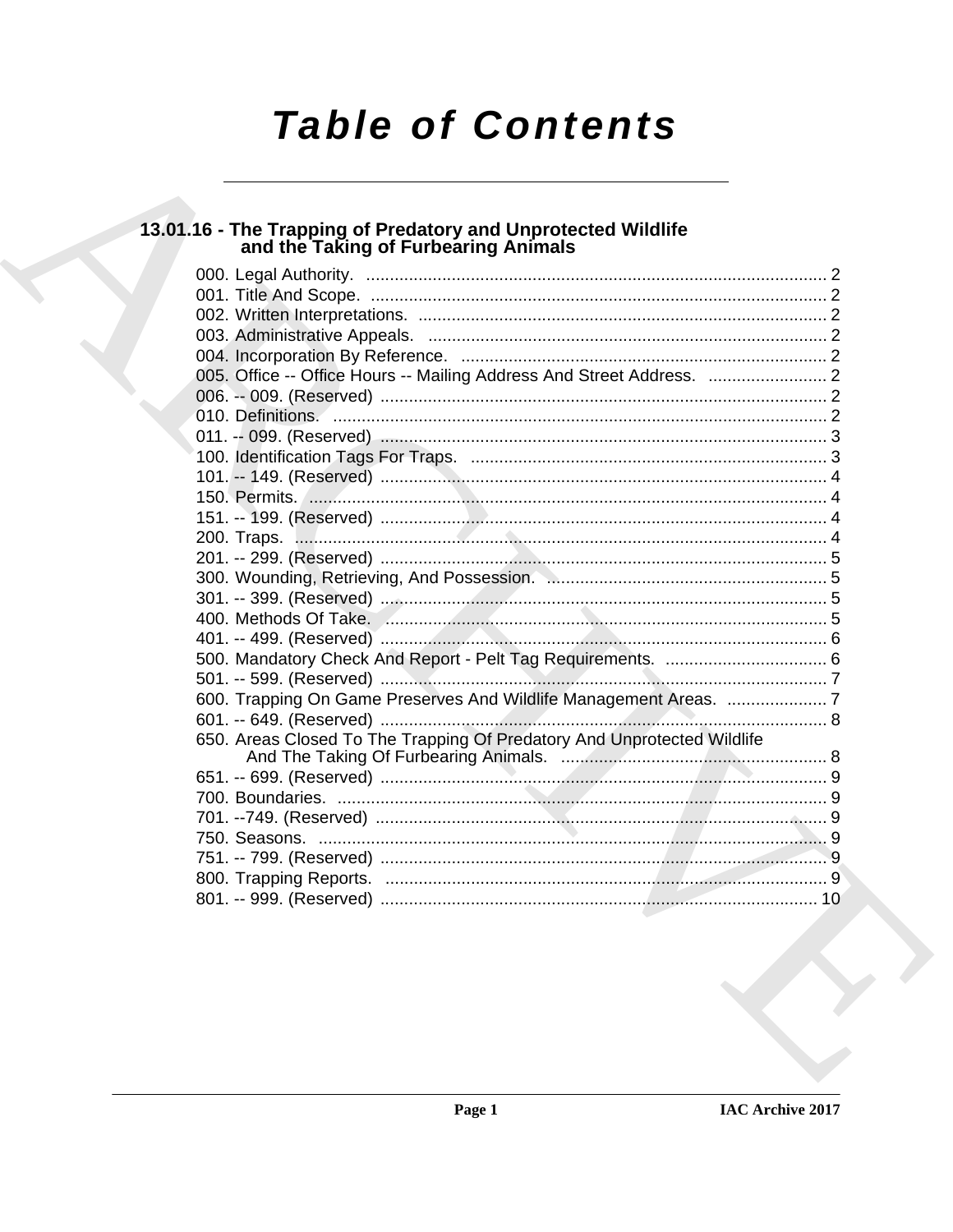# Table of Contents

## 13.01.16 - The Trapping of Predatory and Unprotected Wildlife and the Taking of Furbearing Animals

000. Legal Authority. ........................................................................................ 2
001. Title And Scope. ......................................................................................... 2
002. Written Interpretations. .............................................................................. 2
003. Administrative Appeals. ............................................................................. 2
004. Incorporation By Reference. ...................................................................... 2
005. Office -- Office Hours -- Mailing Address And Street Address. ......................... 2
006. -- 009. (Reserved) ....................................................................................... 2
010. Definitions. ................................................................................................ 2
011. -- 099. (Reserved) ....................................................................................... 3
100. Identification Tags For Traps. .................................................................... 3
101. -- 149. (Reserved) ....................................................................................... 4
150. Permits. ..................................................................................................... 4
151. -- 199. (Reserved) ....................................................................................... 4
200. Traps. ........................................................................................................ 4
201. -- 299. (Reserved) ....................................................................................... 5
300. Wounding, Retrieving, And Possession. ..................................................... 5
301. -- 399. (Reserved) ....................................................................................... 5
400. Methods Of Take. ....................................................................................... 5
401. -- 499. (Reserved) ....................................................................................... 6
500. Mandatory Check And Report - Pelt Tag Requirements. .................................. 6
501. -- 599. (Reserved) ....................................................................................... 7
600. Trapping On Game Preserves And Wildlife Management Areas. ..................... 7
601. -- 649. (Reserved) ....................................................................................... 8
650. Areas Closed To The Trapping Of Predatory And Unprotected Wildlife And The Taking Of Furbearing Animals. ........................................................ 8
651. -- 699. (Reserved) ....................................................................................... 9
700. Boundaries. ............................................................................................... 9
701. --749. (Reserved) ........................................................................................ 9
750. Seasons. .................................................................................................... 9
751. -- 799. (Reserved) ....................................................................................... 9
800. Trapping Reports. ....................................................................................... 9
801. -- 999. (Reserved) ....................................................................................... 10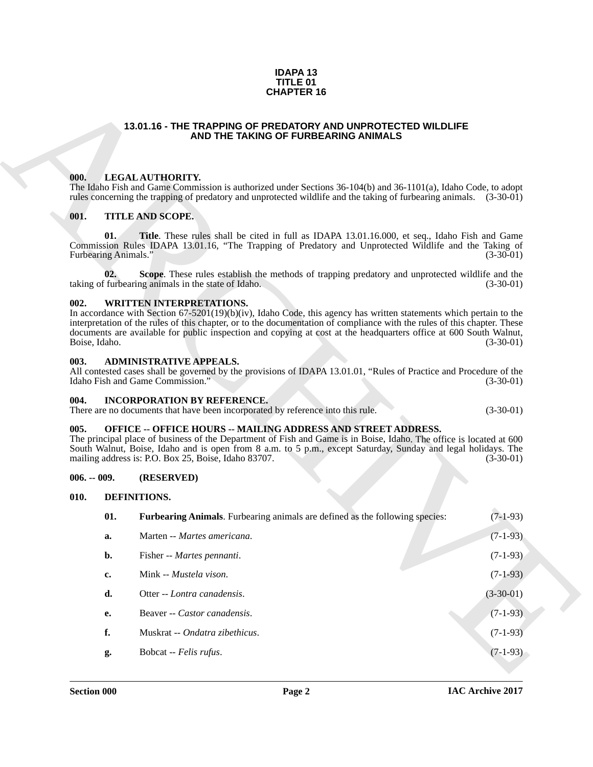**IDAPA 13**
**TITLE 01**
**CHAPTER 16**

# 13.01.16 - THE TRAPPING OF PREDATORY AND UNPROTECTED WILDLIFE AND THE TAKING OF FURBEARING ANIMALS

## 000. LEGAL AUTHORITY.

The Idaho Fish and Game Commission is authorized under Sections 36-104(b) and 36-1101(a), Idaho Code, to adopt rules concerning the trapping of predatory and unprotected wildlife and the taking of furbearing animals. (3-30-01)

## 001. TITLE AND SCOPE.

**01. Title**. These rules shall be cited in full as IDAPA 13.01.16.000, et seq., Idaho Fish and Game Commission Rules IDAPA 13.01.16, "The Trapping of Predatory and Unprotected Wildlife and the Taking of Furbearing Animals." (3-30-01)

**02. Scope**. These rules establish the methods of trapping predatory and unprotected wildlife and the taking of furbearing animals in the state of Idaho. (3-30-01)

## 002. WRITTEN INTERPRETATIONS.

In accordance with Section 67-5201(19)(b)(iv), Idaho Code, this agency has written statements which pertain to the interpretation of the rules of this chapter, or to the documentation of compliance with the rules of this chapter. These documents are available for public inspection and copying at cost at the headquarters office at 600 South Walnut, Boise, Idaho. (3-30-01)

## 003. ADMINISTRATIVE APPEALS.

All contested cases shall be governed by the provisions of IDAPA 13.01.01, "Rules of Practice and Procedure of the Idaho Fish and Game Commission." (3-30-01)

## 004. INCORPORATION BY REFERENCE.

There are no documents that have been incorporated by reference into this rule. (3-30-01)

## 005. OFFICE -- OFFICE HOURS -- MAILING ADDRESS AND STREET ADDRESS.

The principal place of business of the Department of Fish and Game is in Boise, Idaho. The office is located at 600 South Walnut, Boise, Idaho and is open from 8 a.m. to 5 p.m., except Saturday, Sunday and legal holidays. The mailing address is: P.O. Box 25, Boise, Idaho 83707. (3-30-01)

## 006. -- 009. (RESERVED)

## 010. DEFINITIONS.

**01. Furbearing Animals**. Furbearing animals are defined as the following species: (7-1-93)

**a.** Marten -- *Martes americana*. (7-1-93)

**b.** Fisher -- *Martes pennanti*. (7-1-93)

**c.** Mink -- *Mustela vison*. (7-1-93)

**d.** Otter -- *Lontra canadensis*. (3-30-01)

**e.** Beaver -- *Castor canadensis*. (7-1-93)

**f.** Muskrat -- *Ondatra zibethicus*. (7-1-93)

**g.** Bobcat -- *Felis rufus*. (7-1-93)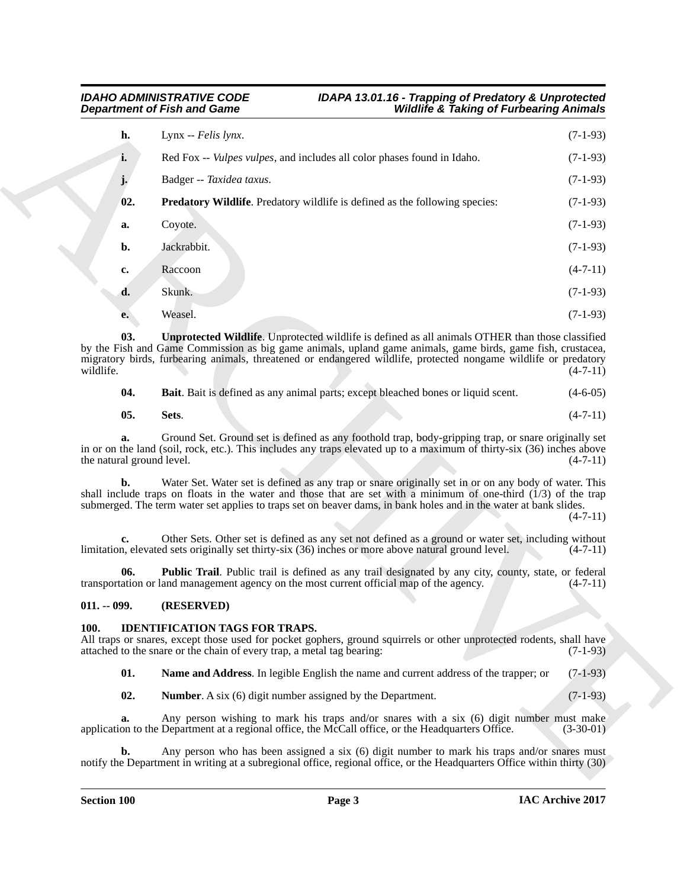**h.** Lynx -- *Felis lynx*. (7-1-93)

**i.** Red Fox -- *Vulpes vulpes*, and includes all color phases found in Idaho. (7-1-93)

**j.** Badger -- *Taxidea taxus*. (7-1-93)

**02. Predatory Wildlife**. Predatory wildlife is defined as the following species: (7-1-93)

**a.** Coyote. (7-1-93)

**b.** Jackrabbit. (7-1-93)

**c.** Raccoon (4-7-11)

**d.** Skunk. (7-1-93)

**e.** Weasel. (7-1-93)

**03. Unprotected Wildlife**. Unprotected wildlife is defined as all animals OTHER than those classified by the Fish and Game Commission as big game animals, upland game animals, game birds, game fish, crustacea, migratory birds, furbearing animals, threatened or endangered wildlife, protected nongame wildlife or predatory wildlife. (4-7-11)

**04. Bait**. Bait is defined as any animal parts; except bleached bones or liquid scent. (4-6-05)

**05. Sets**. (4-7-11)

**a.** Ground Set. Ground set is defined as any foothold trap, body-gripping trap, or snare originally set in or on the land (soil, rock, etc.). This includes any traps elevated up to a maximum of thirty-six (36) inches above the natural ground level. (4-7-11)

**b.** Water Set. Water set is defined as any trap or snare originally set in or on any body of water. This shall include traps on floats in the water and those that are set with a minimum of one-third (1/3) of the trap submerged. The term water set applies to traps set on beaver dams, in bank holes and in the water at bank slides. (4-7-11)

**c.** Other Sets. Other set is defined as any set not defined as a ground or water set, including without limitation, elevated sets originally set thirty-six (36) inches or more above natural ground level. (4-7-11)

**06. Public Trail**. Public trail is defined as any trail designated by any city, county, state, or federal transportation or land management agency on the most current official map of the agency. (4-7-11)

## 011. -- 099. (RESERVED)

## 100. IDENTIFICATION TAGS FOR TRAPS.

All traps or snares, except those used for pocket gophers, ground squirrels or other unprotected rodents, shall have attached to the snare or the chain of every trap, a metal tag bearing: (7-1-93)

**01. Name and Address**. In legible English the name and current address of the trapper; or (7-1-93)

**02. Number**. A six (6) digit number assigned by the Department. (7-1-93)

**a.** Any person wishing to mark his traps and/or snares with a six (6) digit number must make application to the Department at a regional office, the McCall office, or the Headquarters Office. (3-30-01)

**b.** Any person who has been assigned a six (6) digit number to mark his traps and/or snares must notify the Department in writing at a subregional office, regional office, or the Headquarters Office within thirty (30)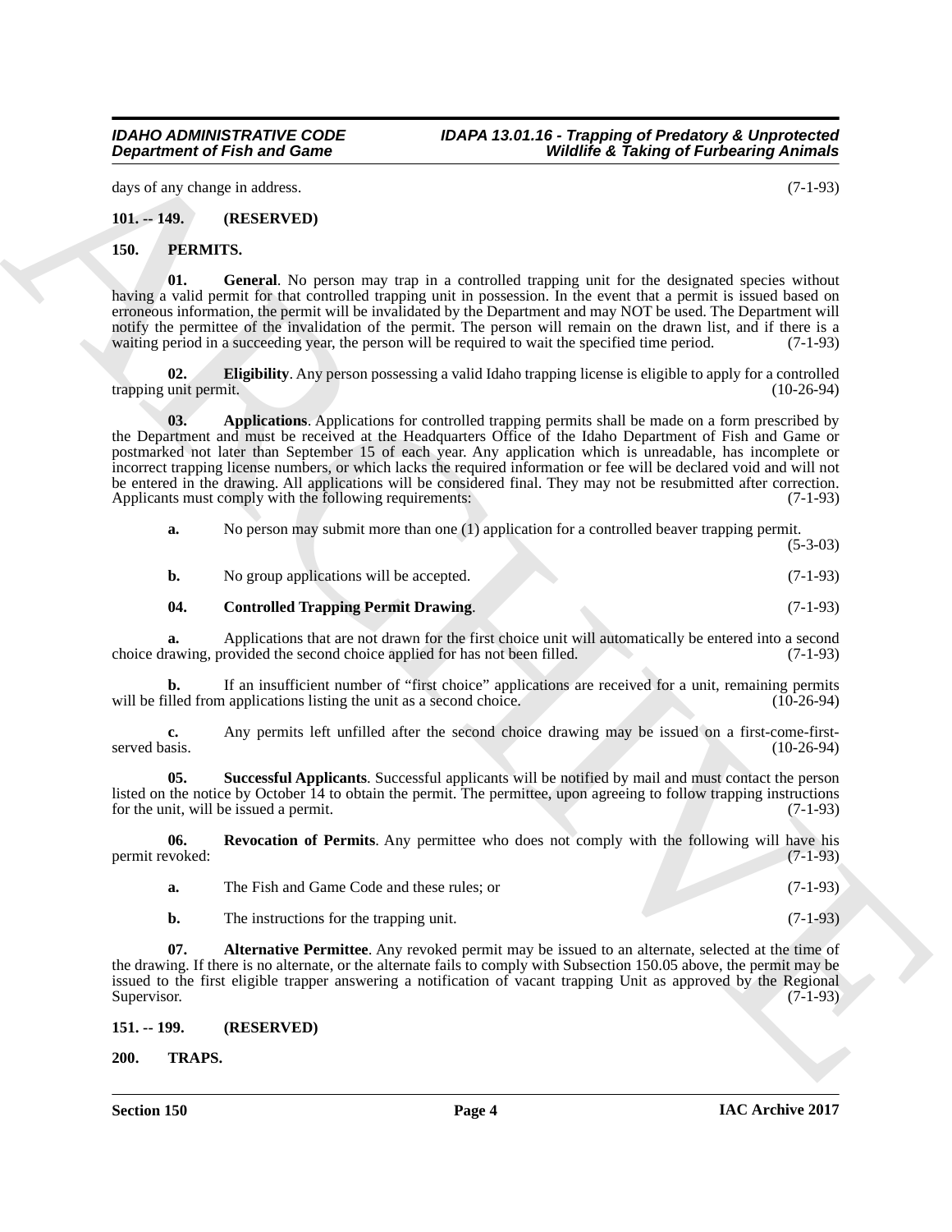days of any change in address. (7-1-93)

**101. -- 149. (RESERVED)**

**150. PERMITS.**

**01. General**. No person may trap in a controlled trapping unit for the designated species without having a valid permit for that controlled trapping unit in possession. In the event that a permit is issued based on erroneous information, the permit will be invalidated by the Department and may NOT be used. The Department will notify the permittee of the invalidation of the permit. The person will remain on the drawn list, and if there is a waiting period in a succeeding year, the person will be required to wait the specified time period. (7-1-93)

**02. Eligibility**. Any person possessing a valid Idaho trapping license is eligible to apply for a controlled trapping unit permit. (10-26-94)

**03. Applications**. Applications for controlled trapping permits shall be made on a form prescribed by the Department and must be received at the Headquarters Office of the Idaho Department of Fish and Game or postmarked not later than September 15 of each year. Any application which is unreadable, has incomplete or incorrect trapping license numbers, or which lacks the required information or fee will be declared void and will not be entered in the drawing. All applications will be considered final. They may not be resubmitted after correction. Applicants must comply with the following requirements: (7-1-93)

**a.** No person may submit more than one (1) application for a controlled beaver trapping permit. (5-3-03)

**b.** No group applications will be accepted. (7-1-93)

**04. Controlled Trapping Permit Drawing**. (7-1-93)

**a.** Applications that are not drawn for the first choice unit will automatically be entered into a second choice drawing, provided the second choice applied for has not been filled. (7-1-93)

**b.** If an insufficient number of "first choice" applications are received for a unit, remaining permits will be filled from applications listing the unit as a second choice. (10-26-94)

**c.** Any permits left unfilled after the second choice drawing may be issued on a first-come-first-served basis. (10-26-94)

**05. Successful Applicants**. Successful applicants will be notified by mail and must contact the person listed on the notice by October 14 to obtain the permit. The permittee, upon agreeing to follow trapping instructions for the unit, will be issued a permit. (7-1-93)

**06. Revocation of Permits**. Any permittee who does not comply with the following will have his permit revoked: (7-1-93)

**a.** The Fish and Game Code and these rules; or (7-1-93)

**b.** The instructions for the trapping unit. (7-1-93)

**07. Alternative Permittee**. Any revoked permit may be issued to an alternate, selected at the time of the drawing. If there is no alternate, or the alternate fails to comply with Subsection 150.05 above, the permit may be issued to the first eligible trapper answering a notification of vacant trapping Unit as approved by the Regional Supervisor. (7-1-93)

**151. -- 199. (RESERVED)**

**200. TRAPS.**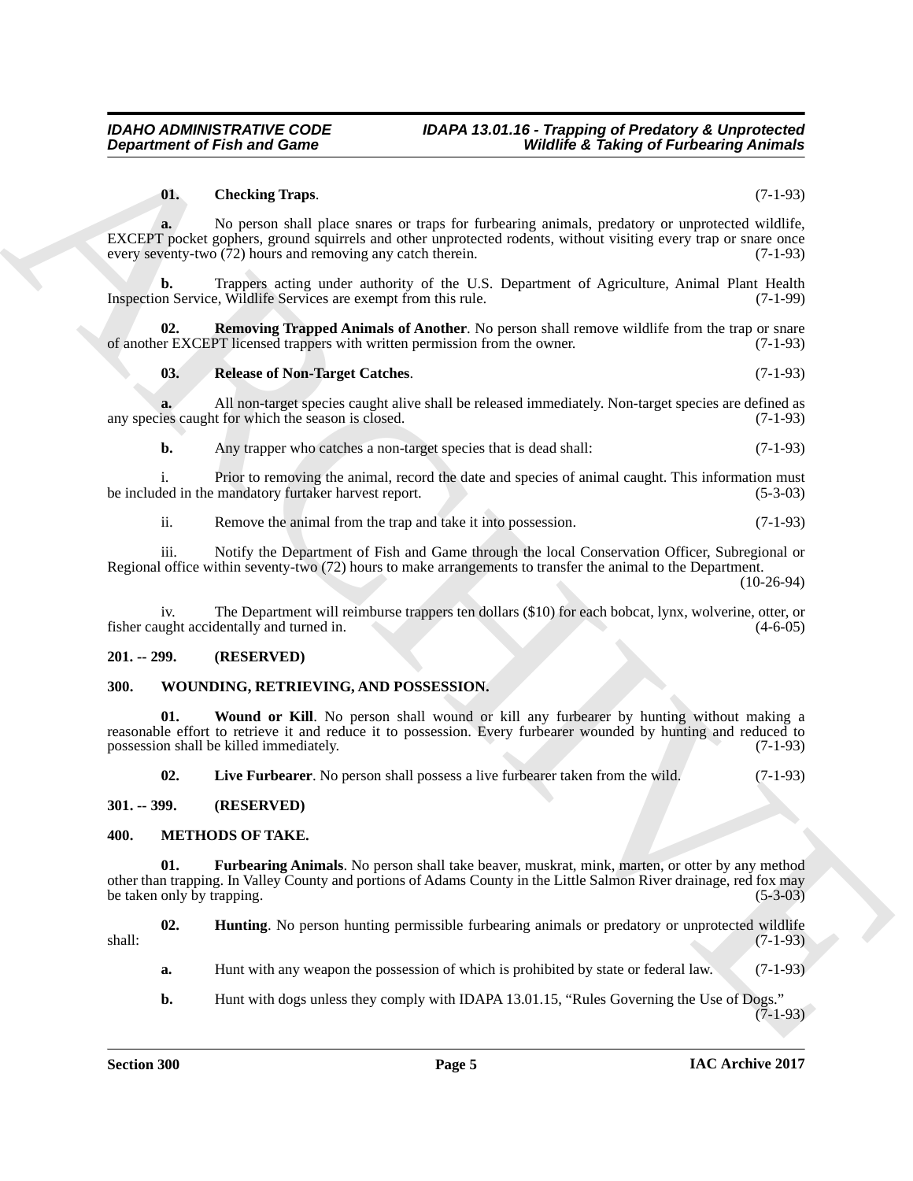**01. Checking Traps**. (7-1-93)

**a.** No person shall place snares or traps for furbearing animals, predatory or unprotected wildlife, EXCEPT pocket gophers, ground squirrels and other unprotected rodents, without visiting every trap or snare once every seventy-two (72) hours and removing any catch therein. (7-1-93)

**b.** Trappers acting under authority of the U.S. Department of Agriculture, Animal Plant Health Inspection Service, Wildlife Services are exempt from this rule. (7-1-99)

**02. Removing Trapped Animals of Another**. No person shall remove wildlife from the trap or snare of another EXCEPT licensed trappers with written permission from the owner. (7-1-93)

**03. Release of Non-Target Catches**. (7-1-93)

**a.** All non-target species caught alive shall be released immediately. Non-target species are defined as any species caught for which the season is closed. (7-1-93)

**b.** Any trapper who catches a non-target species that is dead shall: (7-1-93)

i. Prior to removing the animal, record the date and species of animal caught. This information must be included in the mandatory furtaker harvest report. (5-3-03)

ii. Remove the animal from the trap and take it into possession. (7-1-93)

iii. Notify the Department of Fish and Game through the local Conservation Officer, Subregional or Regional office within seventy-two (72) hours to make arrangements to transfer the animal to the Department. (10-26-94)

iv. The Department will reimburse trappers ten dollars ($10) for each bobcat, lynx, wolverine, otter, or fisher caught accidentally and turned in. (4-6-05)

## 201. -- 299. (RESERVED)

## 300. WOUNDING, RETRIEVING, AND POSSESSION.

**01. Wound or Kill**. No person shall wound or kill any furbearer by hunting without making a reasonable effort to retrieve it and reduce it to possession. Every furbearer wounded by hunting and reduced to possession shall be killed immediately. (7-1-93)

**02. Live Furbearer**. No person shall possess a live furbearer taken from the wild. (7-1-93)

## 301. -- 399. (RESERVED)

## 400. METHODS OF TAKE.

**01. Furbearing Animals**. No person shall take beaver, muskrat, mink, marten, or otter by any method other than trapping. In Valley County and portions of Adams County in the Little Salmon River drainage, red fox may be taken only by trapping. (5-3-03)

**02. Hunting**. No person hunting permissible furbearing animals or predatory or unprotected wildlife shall: (7-1-93)

**a.** Hunt with any weapon the possession of which is prohibited by state or federal law. (7-1-93)

**b.** Hunt with dogs unless they comply with IDAPA 13.01.15, "Rules Governing the Use of Dogs." (7-1-93)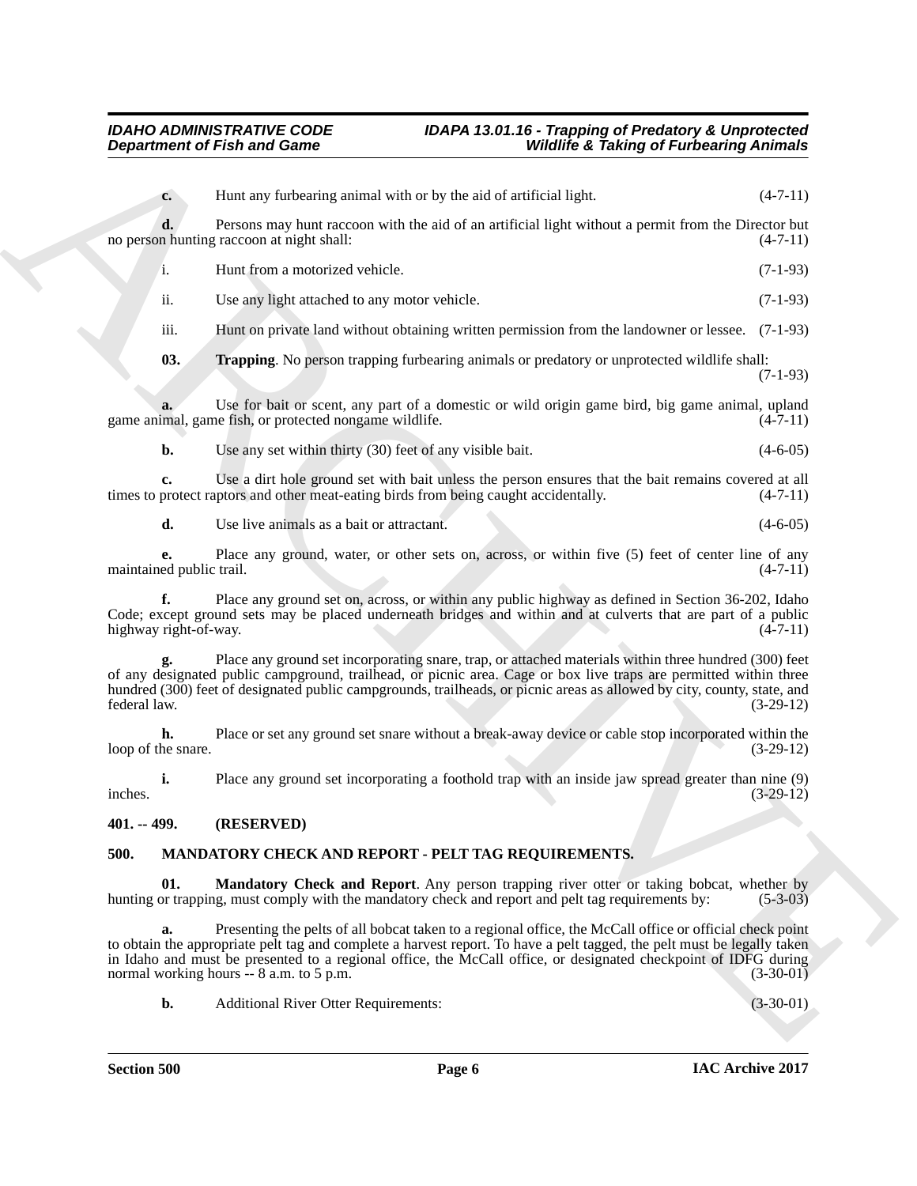**c.** Hunt any furbearing animal with or by the aid of artificial light. (4-7-11)

**d.** Persons may hunt raccoon with the aid of an artificial light without a permit from the Director but no person hunting raccoon at night shall: (4-7-11)

i. Hunt from a motorized vehicle. (7-1-93)

ii. Use any light attached to any motor vehicle. (7-1-93)

iii. Hunt on private land without obtaining written permission from the landowner or lessee. (7-1-93)

**03. Trapping**. No person trapping furbearing animals or predatory or unprotected wildlife shall: (7-1-93)

**a.** Use for bait or scent, any part of a domestic or wild origin game bird, big game animal, upland game animal, game fish, or protected nongame wildlife. (4-7-11)

**b.** Use any set within thirty (30) feet of any visible bait. (4-6-05)

**c.** Use a dirt hole ground set with bait unless the person ensures that the bait remains covered at all times to protect raptors and other meat-eating birds from being caught accidentally. (4-7-11)

**d.** Use live animals as a bait or attractant. (4-6-05)

**e.** Place any ground, water, or other sets on, across, or within five (5) feet of center line of any maintained public trail. (4-7-11)

**f.** Place any ground set on, across, or within any public highway as defined in Section 36-202, Idaho Code; except ground sets may be placed underneath bridges and within and at culverts that are part of a public highway right-of-way. (4-7-11)

**g.** Place any ground set incorporating snare, trap, or attached materials within three hundred (300) feet of any designated public campground, trailhead, or picnic area. Cage or box live traps are permitted within three hundred (300) feet of designated public campgrounds, trailheads, or picnic areas as allowed by city, county, state, and federal law. (3-29-12)

**h.** Place or set any ground set snare without a break-away device or cable stop incorporated within the loop of the snare. (3-29-12)

**i.** Place any ground set incorporating a foothold trap with an inside jaw spread greater than nine (9) inches. (3-29-12)

**401. -- 499. (RESERVED)**

**500. MANDATORY CHECK AND REPORT - PELT TAG REQUIREMENTS.**

**01. Mandatory Check and Report**. Any person trapping river otter or taking bobcat, whether by hunting or trapping, must comply with the mandatory check and report and pelt tag requirements by: (5-3-03)

**a.** Presenting the pelts of all bobcat taken to a regional office, the McCall office or official check point to obtain the appropriate pelt tag and complete a harvest report. To have a pelt tagged, the pelt must be legally taken in Idaho and must be presented to a regional office, the McCall office, or designated checkpoint of IDFG during normal working hours -- 8 a.m. to 5 p.m. (3-30-01)

**b.** Additional River Otter Requirements: (3-30-01)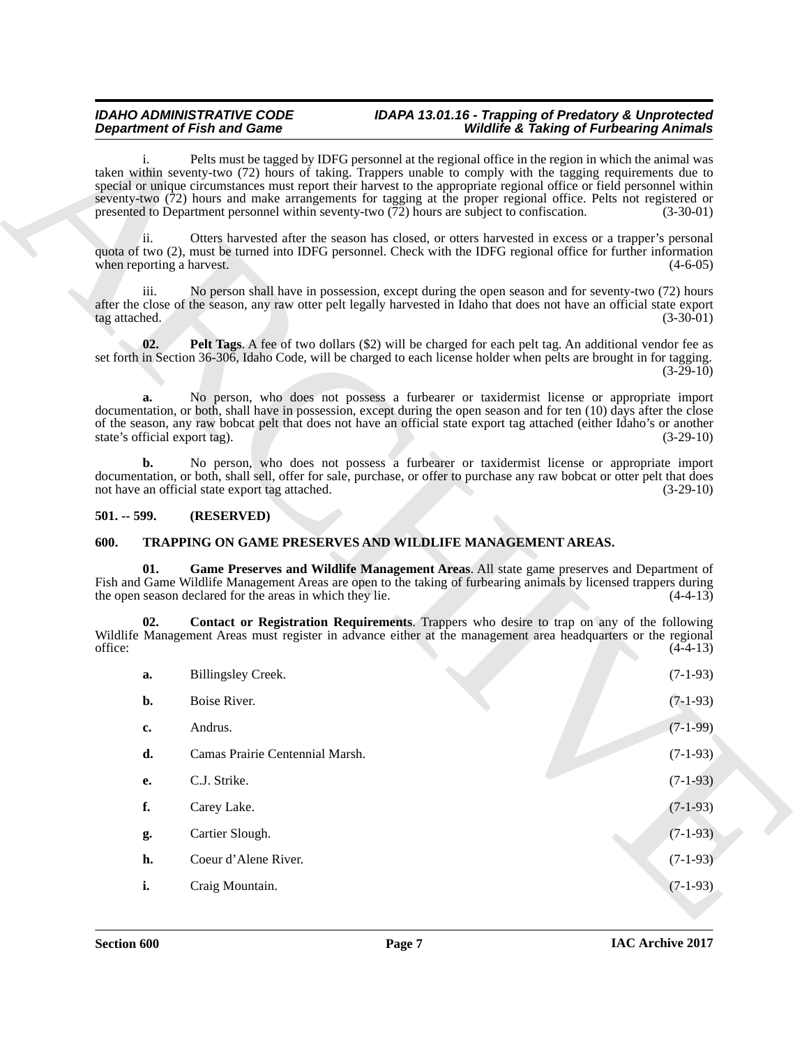i. Pelts must be tagged by IDFG personnel at the regional office in the region in which the animal was taken within seventy-two (72) hours of taking. Trappers unable to comply with the tagging requirements due to special or unique circumstances must report their harvest to the appropriate regional office or field personnel within seventy-two (72) hours and make arrangements for tagging at the proper regional office. Pelts not registered or presented to Department personnel within seventy-two (72) hours are subject to confiscation. (3-30-01)

ii. Otters harvested after the season has closed, or otters harvested in excess or a trapper's personal quota of two (2), must be turned into IDFG personnel. Check with the IDFG regional office for further information when reporting a harvest. (4-6-05)

iii. No person shall have in possession, except during the open season and for seventy-two (72) hours after the close of the season, any raw otter pelt legally harvested in Idaho that does not have an official state export tag attached. (3-30-01)

**02. Pelt Tags**. A fee of two dollars ($2) will be charged for each pelt tag. An additional vendor fee as set forth in Section 36-306, Idaho Code, will be charged to each license holder when pelts are brought in for tagging. (3-29-10)

**a.** No person, who does not possess a furbearer or taxidermist license or appropriate import documentation, or both, shall have in possession, except during the open season and for ten (10) days after the close of the season, any raw bobcat pelt that does not have an official state export tag attached (either Idaho's or another state's official export tag). (3-29-10)

**b.** No person, who does not possess a furbearer or taxidermist license or appropriate import documentation, or both, shall sell, offer for sale, purchase, or offer to purchase any raw bobcat or otter pelt that does not have an official state export tag attached. (3-29-10)

## 501. -- 599. (RESERVED)

## 600. TRAPPING ON GAME PRESERVES AND WILDLIFE MANAGEMENT AREAS.

**01. Game Preserves and Wildlife Management Areas**. All state game preserves and Department of Fish and Game Wildlife Management Areas are open to the taking of furbearing animals by licensed trappers during the open season declared for the areas in which they lie. (4-4-13)

**02. Contact or Registration Requirements**. Trappers who desire to trap on any of the following Wildlife Management Areas must register in advance either at the management area headquarters or the regional office: (4-4-13)

**a.** Billingsley Creek. (7-1-93)

**b.** Boise River. (7-1-93)

**c.** Andrus. (7-1-99)

**d.** Camas Prairie Centennial Marsh. (7-1-93)

**e.** C.J. Strike. (7-1-93)

**f.** Carey Lake. (7-1-93)

**g.** Cartier Slough. (7-1-93)

**h.** Coeur d'Alene River. (7-1-93)

**i.** Craig Mountain. (7-1-93)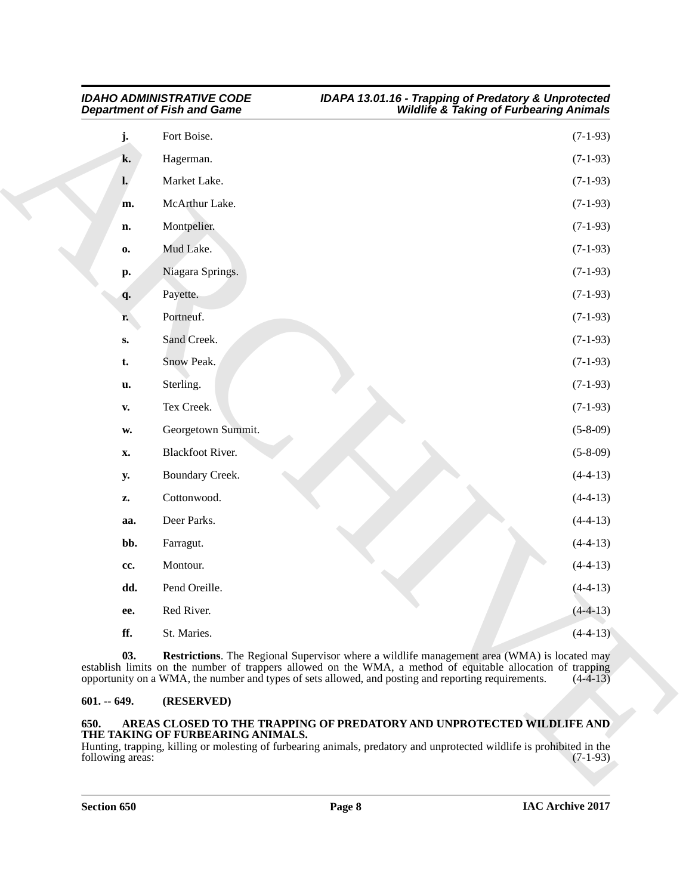**j.** Fort Boise. (7-1-93)

**k.** Hagerman. (7-1-93)

**l.** Market Lake. (7-1-93)

**m.** McArthur Lake. (7-1-93)

**n.** Montpelier. (7-1-93)

**o.** Mud Lake. (7-1-93)

**p.** Niagara Springs. (7-1-93)

**q.** Payette. (7-1-93)

**r.** Portneuf. (7-1-93)

**s.** Sand Creek. (7-1-93)

**t.** Snow Peak. (7-1-93)

**u.** Sterling. (7-1-93)

**v.** Tex Creek. (7-1-93)

**w.** Georgetown Summit. (5-8-09)

**x.** Blackfoot River. (5-8-09)

**y.** Boundary Creek. (4-4-13)

**z.** Cottonwood. (4-4-13)

**aa.** Deer Parks. (4-4-13)

**bb.** Farragut. (4-4-13)

**cc.** Montour. (4-4-13)

**dd.** Pend Oreille. (4-4-13)

**ee.** Red River. (4-4-13)

**ff.** St. Maries. (4-4-13)

**03. Restrictions**. The Regional Supervisor where a wildlife management area (WMA) is located may establish limits on the number of trappers allowed on the WMA, a method of equitable allocation of trapping opportunity on a WMA, the number and types of sets allowed, and posting and reporting requirements. (4-4-13)

**601. -- 649. (RESERVED)**

**650. AREAS CLOSED TO THE TRAPPING OF PREDATORY AND UNPROTECTED WILDLIFE AND THE TAKING OF FURBEARING ANIMALS.**

Hunting, trapping, killing or molesting of furbearing animals, predatory and unprotected wildlife is prohibited in the following areas: (7-1-93)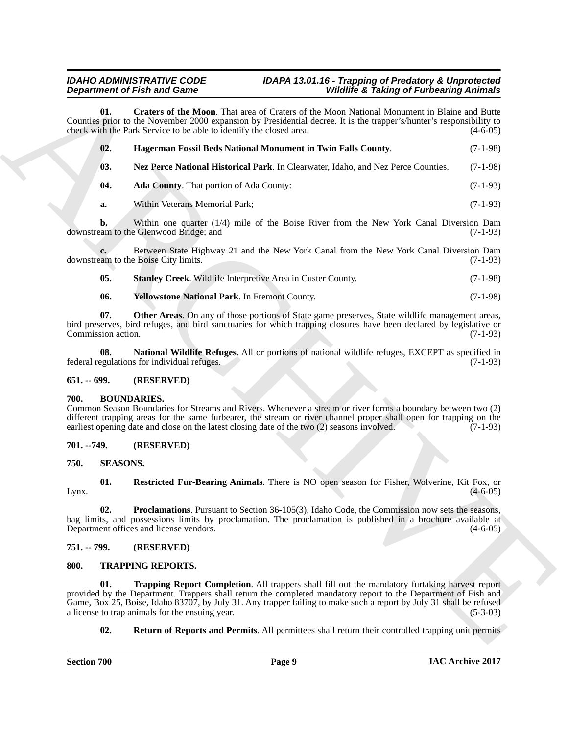**01. Craters of the Moon**. That area of Craters of the Moon National Monument in Blaine and Butte Counties prior to the November 2000 expansion by Presidential decree. It is the trapper's/hunter's responsibility to check with the Park Service to be able to identify the closed area. (4-6-05)

**02. Hagerman Fossil Beds National Monument in Twin Falls County**. (7-1-98)

**03. Nez Perce National Historical Park**. In Clearwater, Idaho, and Nez Perce Counties. (7-1-98)

**04. Ada County**. That portion of Ada County: (7-1-93)

**a.** Within Veterans Memorial Park; (7-1-93)

**b.** Within one quarter (1/4) mile of the Boise River from the New York Canal Diversion Dam downstream to the Glenwood Bridge; and (7-1-93)

**c.** Between State Highway 21 and the New York Canal from the New York Canal Diversion Dam downstream to the Boise City limits. (7-1-93)

**05. Stanley Creek**. Wildlife Interpretive Area in Custer County. (7-1-98)

**06. Yellowstone National Park**. In Fremont County. (7-1-98)

**07. Other Areas**. On any of those portions of State game preserves, State wildlife management areas, bird preserves, bird refuges, and bird sanctuaries for which trapping closures have been declared by legislative or Commission action. (7-1-93)

**08. National Wildlife Refuges**. All or portions of national wildlife refuges, EXCEPT as specified in federal regulations for individual refuges. (7-1-93)

## 651. -- 699. (RESERVED)

## 700. BOUNDARIES.

Common Season Boundaries for Streams and Rivers. Whenever a stream or river forms a boundary between two (2) different trapping areas for the same furbearer, the stream or river channel proper shall open for trapping on the earliest opening date and close on the latest closing date of the two (2) seasons involved. (7-1-93)

## 701. --749. (RESERVED)

## 750. SEASONS.

**01. Restricted Fur-Bearing Animals**. There is NO open season for Fisher, Wolverine, Kit Fox, or Lynx. (4-6-05)

**02. Proclamations**. Pursuant to Section 36-105(3), Idaho Code, the Commission now sets the seasons, bag limits, and possessions limits by proclamation. The proclamation is published in a brochure available at Department offices and license vendors. (4-6-05)

## 751. -- 799. (RESERVED)

## 800. TRAPPING REPORTS.

**01. Trapping Report Completion**. All trappers shall fill out the mandatory furtaking harvest report provided by the Department. Trappers shall return the completed mandatory report to the Department of Fish and Game, Box 25, Boise, Idaho 83707, by July 31. Any trapper failing to make such a report by July 31 shall be refused a license to trap animals for the ensuing year. (5-3-03)

**02. Return of Reports and Permits**. All permittees shall return their controlled trapping unit permits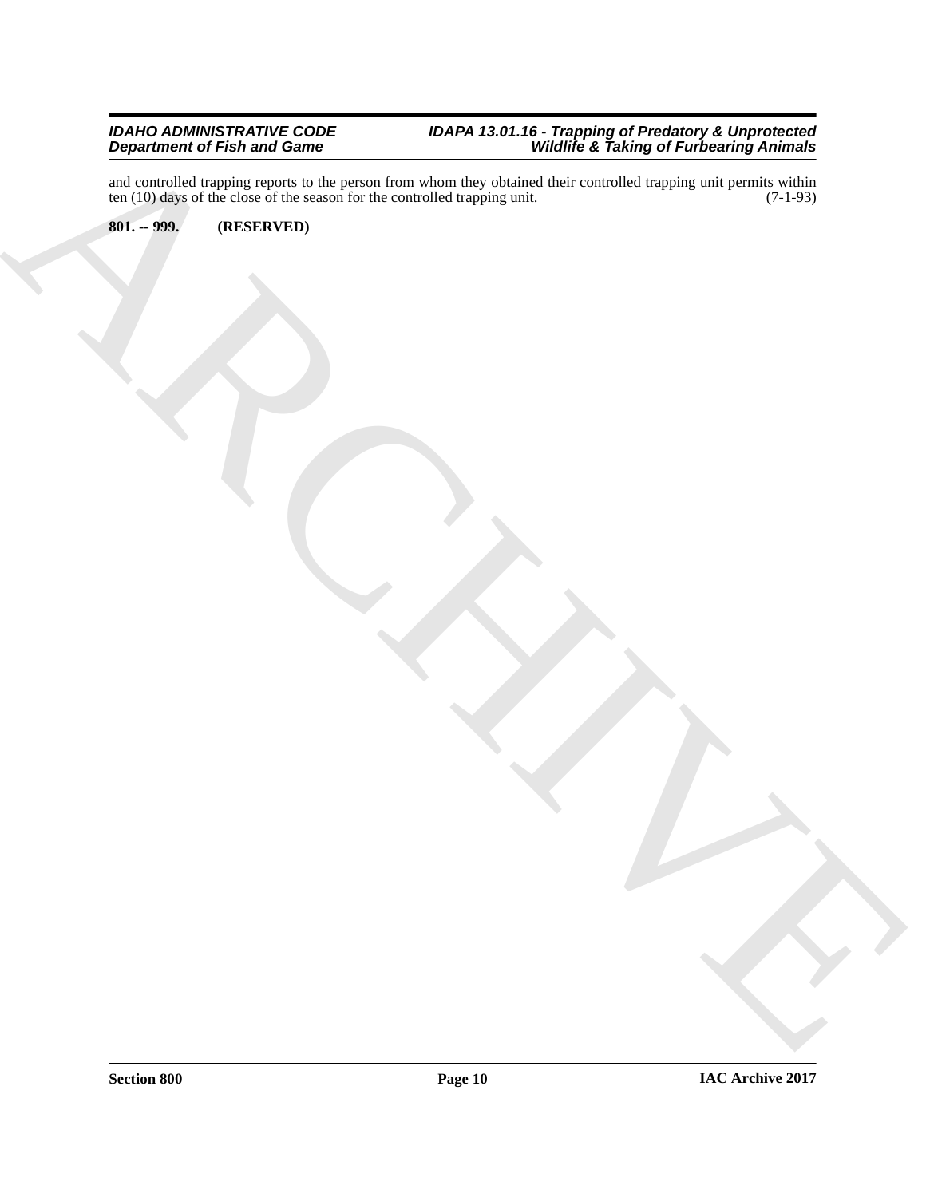and controlled trapping reports to the person from whom they obtained their controlled trapping unit permits within ten (10) days of the close of the season for the controlled trapping unit. (7-1-93)

**801. -- 999. (RESERVED)**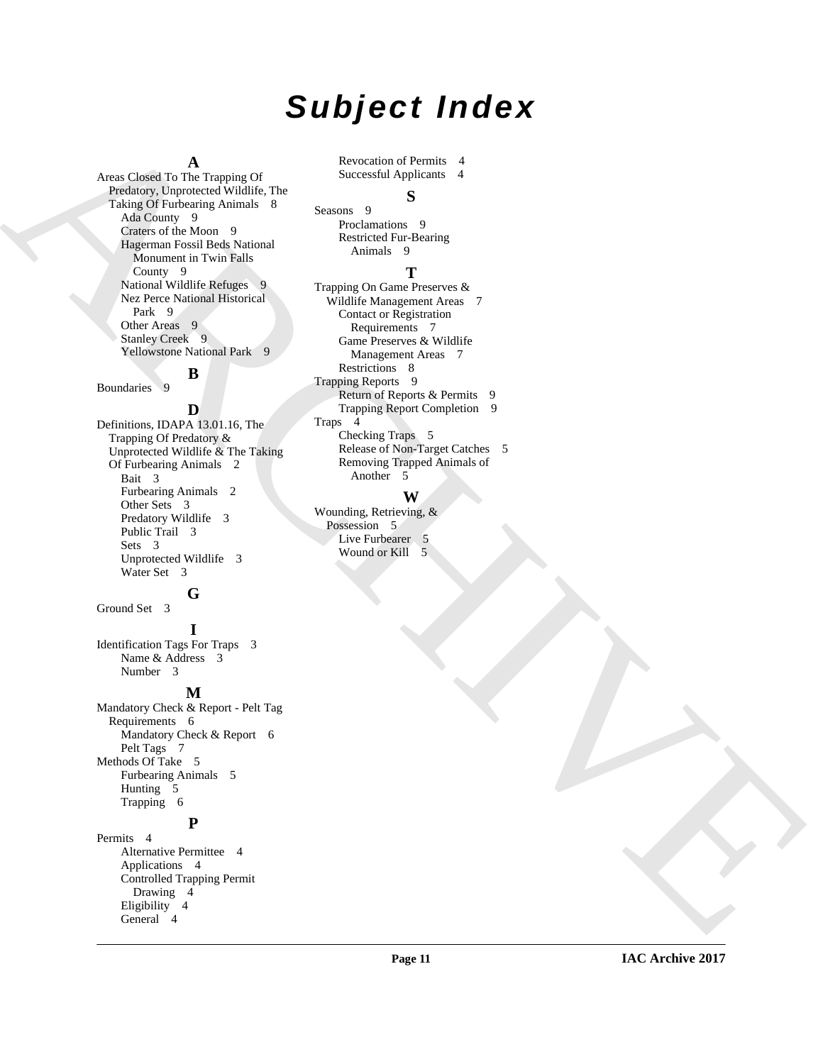# Subject Index

## A

Areas Closed To The Trapping Of Predatory, Unprotected Wildlife, The Taking Of Furbearing Animals 8
- Ada County 9
- Craters of the Moon 9
- Hagerman Fossil Beds National Monument in Twin Falls County 9
- National Wildlife Refuges 9
- Nez Perce National Historical Park 9
- Other Areas 9
- Stanley Creek 9
- Yellowstone National Park 9

## B

Boundaries 9

## D

Definitions, IDAPA 13.01.16, The Trapping Of Predatory & Unprotected Wildlife & The Taking Of Furbearing Animals 2
- Bait 3
- Furbearing Animals 2
- Other Sets 3
- Predatory Wildlife 3
- Public Trail 3
- Sets 3
- Unprotected Wildlife 3
- Water Set 3

## G

Ground Set 3

## I

Identification Tags For Traps 3
- Name & Address 3
- Number 3

## M

Mandatory Check & Report - Pelt Tag Requirements 6
- Mandatory Check & Report 6
- Pelt Tags 7

Methods Of Take 5
- Furbearing Animals 5
- Hunting 5
- Trapping 6

## P

Permits 4
- Alternative Permittee 4
- Applications 4
- Controlled Trapping Permit Drawing 4
- Eligibility 4
- General 4
- Revocation of Permits 4
- Successful Applicants 4

## S

Seasons 9
- Proclamations 9
- Restricted Fur-Bearing Animals 9

## T

Trapping On Game Preserves & Wildlife Management Areas 7
- Contact or Registration Requirements 7
- Game Preserves & Wildlife Management Areas 7
- Restrictions 8

Trapping Reports 9
- Return of Reports & Permits 9
- Trapping Report Completion 9

Traps 4
- Checking Traps 5
- Release of Non-Target Catches 5
- Removing Trapped Animals of Another 5

## W

Wounding, Retrieving, & Possession 5
- Live Furbearer 5
- Wound or Kill 5